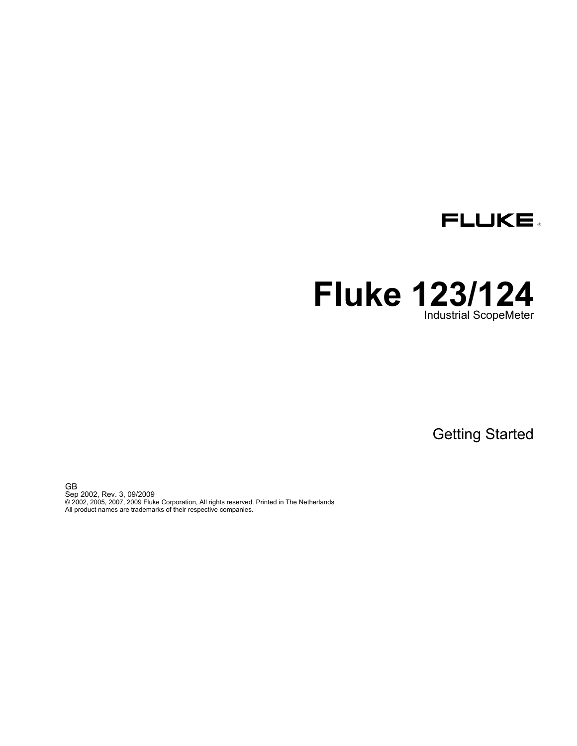FLUKE ®

# Fluke 123/124

Industrial ScopeMeter

Getting Started

GB
Sep 2002, Rev. 3, 09/2009
© 2002, 2005, 2007, 2009 Fluke Corporation, All rights reserved. Printed in The Netherlands
All product names are trademarks of their respective companies.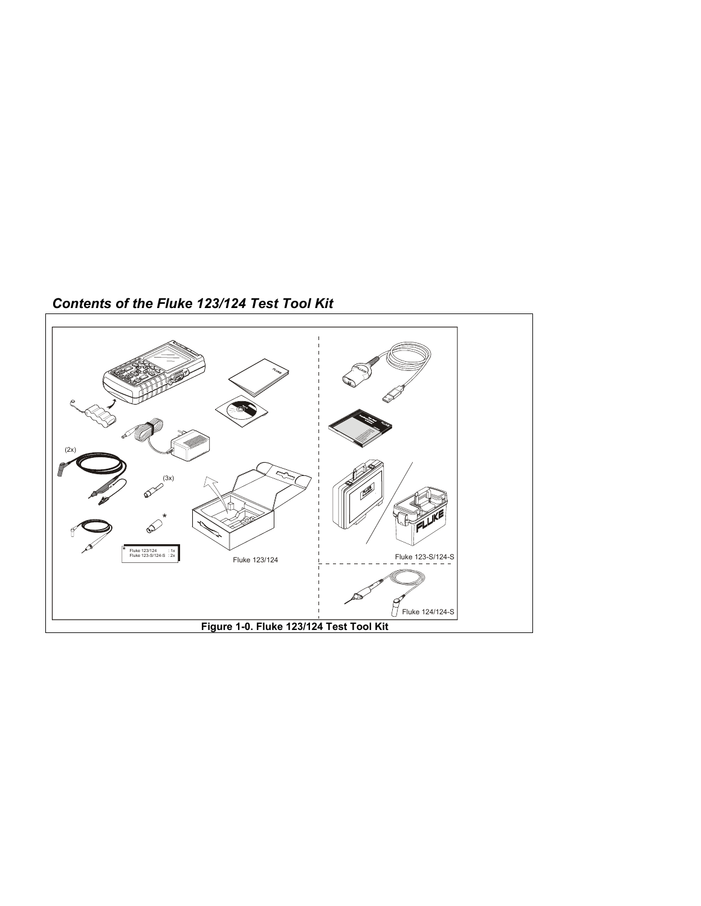## *Contents of the Fluke 123/124 Test Tool Kit*

(2x)

(3x)

\*

\* Fluke 123/124 : 1x
Fluke 123-S/124-S : 2x

Fluke 123/124

Fluke 123-S/124-S

Fluke 124/124-S

**Figure 1-0. Fluke 123/124 Test Tool Kit**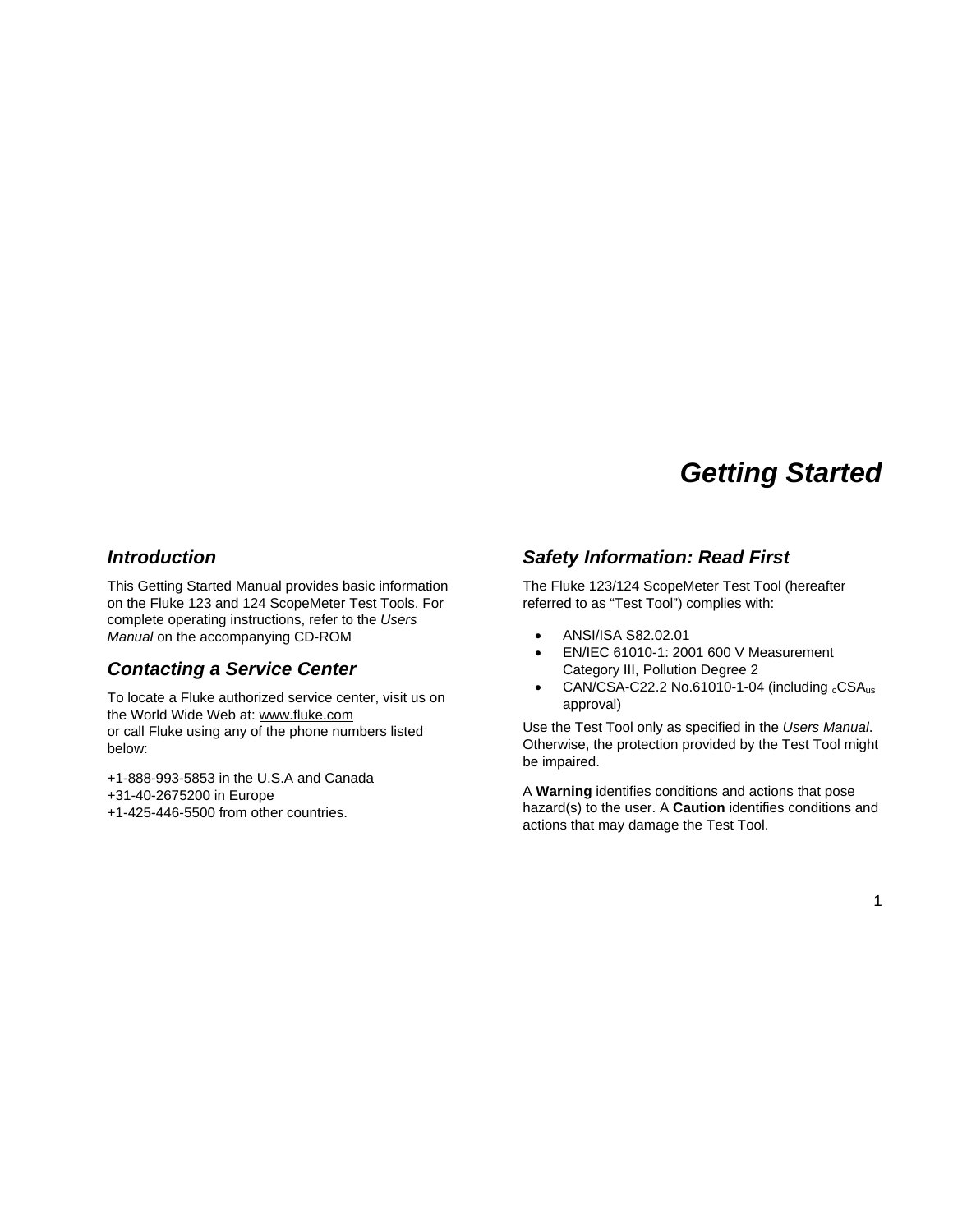# Getting Started

## Introduction

This Getting Started Manual provides basic information on the Fluke 123 and 124 ScopeMeter Test Tools. For complete operating instructions, refer to the *Users Manual* on the accompanying CD-ROM

## Contacting a Service Center

To locate a Fluke authorized service center, visit us on the World Wide Web at: www.fluke.com
or call Fluke using any of the phone numbers listed below:

+1-888-993-5853 in the U.S.A and Canada
+31-40-2675200 in Europe
+1-425-446-5500 from other countries.

## Safety Information: Read First

The Fluke 123/124 ScopeMeter Test Tool (hereafter referred to as “Test Tool”) complies with:

- ANSI/ISA S82.02.01
- EN/IEC 61010-1: 2001 600 V Measurement Category III, Pollution Degree 2
- CAN/CSA-C22.2 No.61010-1-04 (including $_{c}$CSA$_{us}$ approval)

Use the Test Tool only as specified in the *Users Manual*. Otherwise, the protection provided by the Test Tool might be impaired.

A **Warning** identifies conditions and actions that pose hazard(s) to the user. A **Caution** identifies conditions and actions that may damage the Test Tool.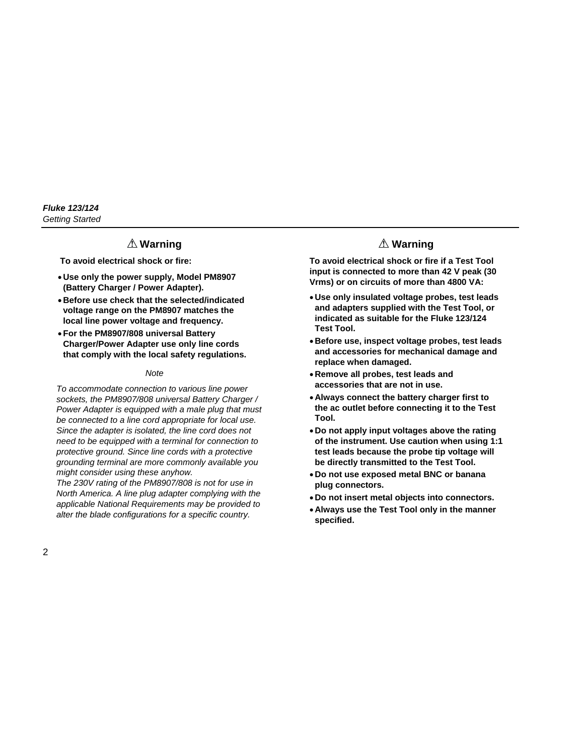## ⚠ Warning

**To avoid electrical shock or fire:**

- **Use only the power supply, Model PM8907 (Battery Charger / Power Adapter).**
- **Before use check that the selected/indicated voltage range on the PM8907 matches the local line power voltage and frequency.**
- **For the PM8907/808 universal Battery Charger/Power Adapter use only line cords that comply with the local safety regulations.**

*Note*

*To accommodate connection to various line power sockets, the PM8907/808 universal Battery Charger / Power Adapter is equipped with a male plug that must be connected to a line cord appropriate for local use. Since the adapter is isolated, the line cord does not need to be equipped with a terminal for connection to protective ground. Since line cords with a protective grounding terminal are more commonly available you might consider using these anyhow.*
*The 230V rating of the PM8907/808 is not for use in North America. A line plug adapter complying with the applicable National Requirements may be provided to alter the blade configurations for a specific country.*

## ⚠ Warning

**To avoid electrical shock or fire if a Test Tool input is connected to more than 42 V peak (30 Vrms) or on circuits of more than 4800 VA:**

- **Use only insulated voltage probes, test leads and adapters supplied with the Test Tool, or indicated as suitable for the Fluke 123/124 Test Tool.**
- **Before use, inspect voltage probes, test leads and accessories for mechanical damage and replace when damaged.**
- **Remove all probes, test leads and accessories that are not in use.**
- **Always connect the battery charger first to the ac outlet before connecting it to the Test Tool.**
- **Do not apply input voltages above the rating of the instrument. Use caution when using 1:1 test leads because the probe tip voltage will be directly transmitted to the Test Tool.**
- **Do not use exposed metal BNC or banana plug connectors.**
- **Do not insert metal objects into connectors.**
- **Always use the Test Tool only in the manner specified.**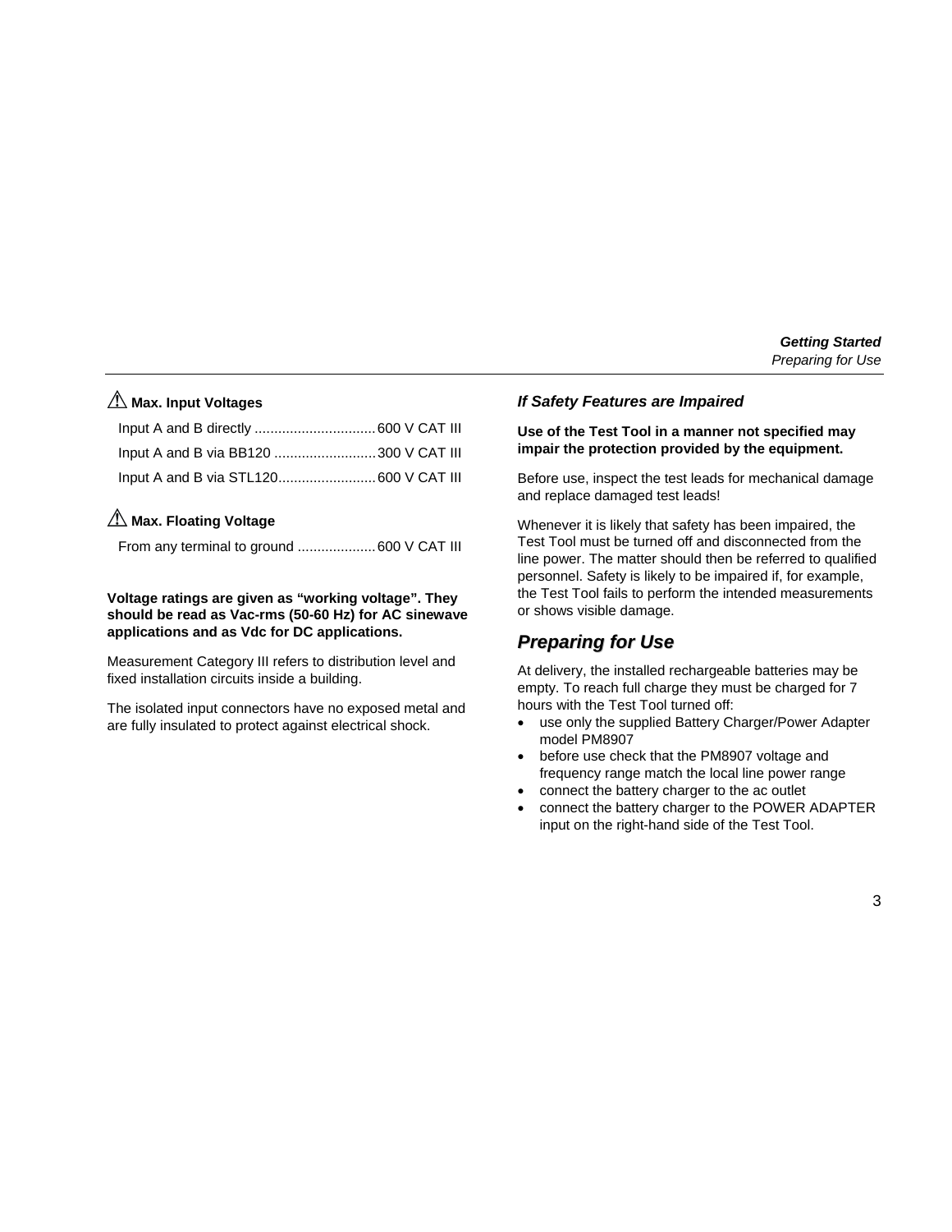### ⚠ Max. Input Voltages

Input A and B directly ............................... 600 V CAT III

Input A and B via BB120 .......................... 300 V CAT III

Input A and B via STL120......................... 600 V CAT III

### ⚠ Max. Floating Voltage

From any terminal to ground .................... 600 V CAT III

**Voltage ratings are given as "working voltage". They should be read as Vac-rms (50-60 Hz) for AC sinewave applications and as Vdc for DC applications.**

Measurement Category III refers to distribution level and fixed installation circuits inside a building.

The isolated input connectors have no exposed metal and are fully insulated to protect against electrical shock.

### *If Safety Features are Impaired*

**Use of the Test Tool in a manner not specified may impair the protection provided by the equipment.**

Before use, inspect the test leads for mechanical damage and replace damaged test leads!

Whenever it is likely that safety has been impaired, the Test Tool must be turned off and disconnected from the line power. The matter should then be referred to qualified personnel. Safety is likely to be impaired if, for example, the Test Tool fails to perform the intended measurements or shows visible damage.

## *Preparing for Use*

At delivery, the installed rechargeable batteries may be empty. To reach full charge they must be charged for 7 hours with the Test Tool turned off:

- use only the supplied Battery Charger/Power Adapter model PM8907
- before use check that the PM8907 voltage and frequency range match the local line power range
- connect the battery charger to the ac outlet
- connect the battery charger to the POWER ADAPTER input on the right-hand side of the Test Tool.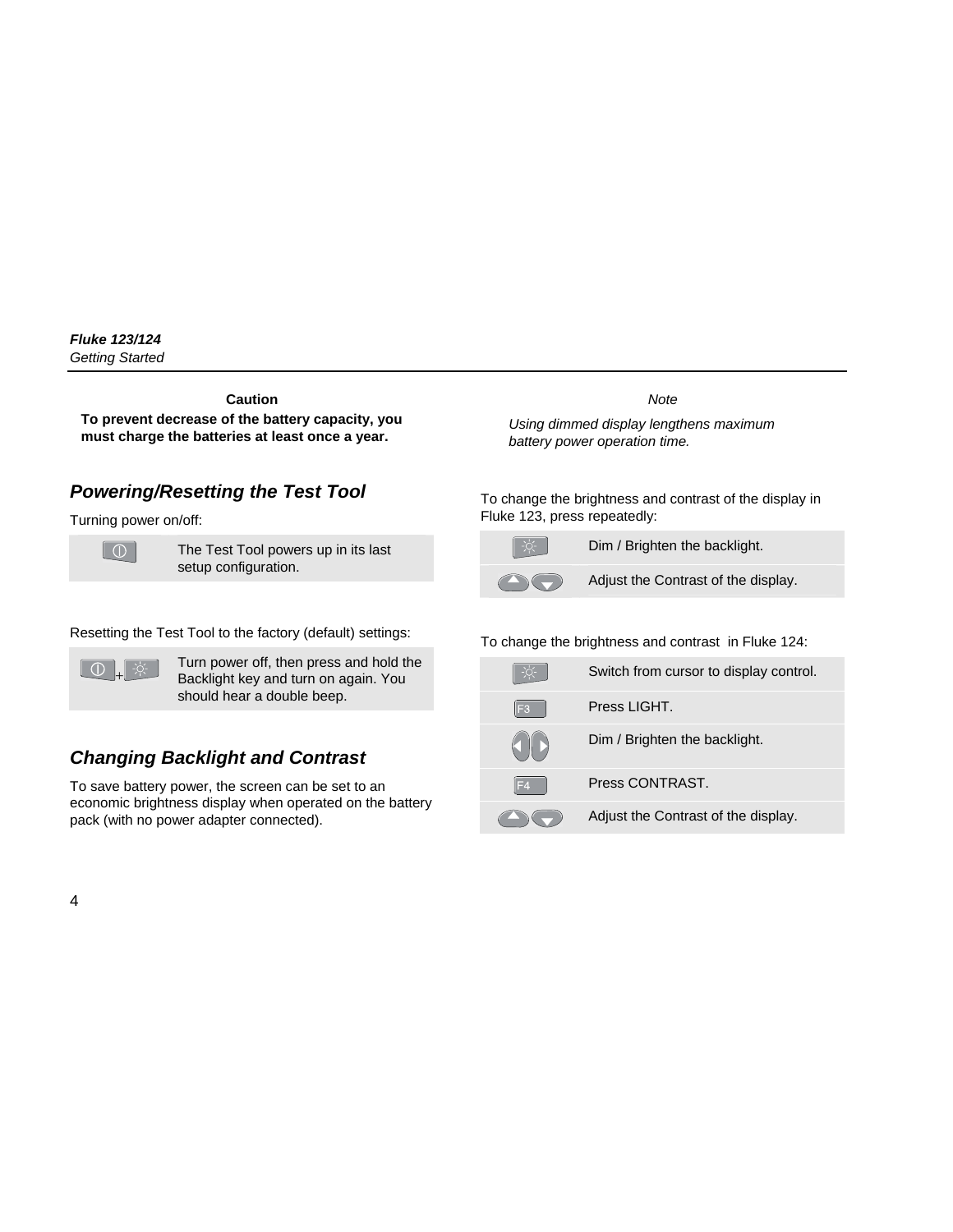**Caution**

**To prevent decrease of the battery capacity, you must charge the batteries at least once a year.**

## Powering/Resetting the Test Tool

Turning power on/off:

| Key | Action |
|---|---|
| (Power) | The Test Tool powers up in its last setup configuration. |

Resetting the Test Tool to the factory (default) settings:

| Key | Action |
|---|---|
| (Power) + (Backlight) | Turn power off, then press and hold the Backlight key and turn on again. You should hear a double beep. |

## Changing Backlight and Contrast

To save battery power, the screen can be set to an economic brightness display when operated on the battery pack (with no power adapter connected).

*Note*

*Using dimmed display lengthens maximum battery power operation time.*

To change the brightness and contrast of the display in Fluke 123, press repeatedly:

| Key | Action |
|---|---|
| (Backlight) | Dim / Brighten the backlight. |
| (Up) (Down) | Adjust the Contrast of the display. |

To change the brightness and contrast in Fluke 124:

| Key | Action |
|---|---|
| (Backlight) | Switch from cursor to display control. |
| F3 | Press LIGHT. |
| (Left) (Right) | Dim / Brighten the backlight. |
| F4 | Press CONTRAST. |
| (Up) (Down) | Adjust the Contrast of the display. |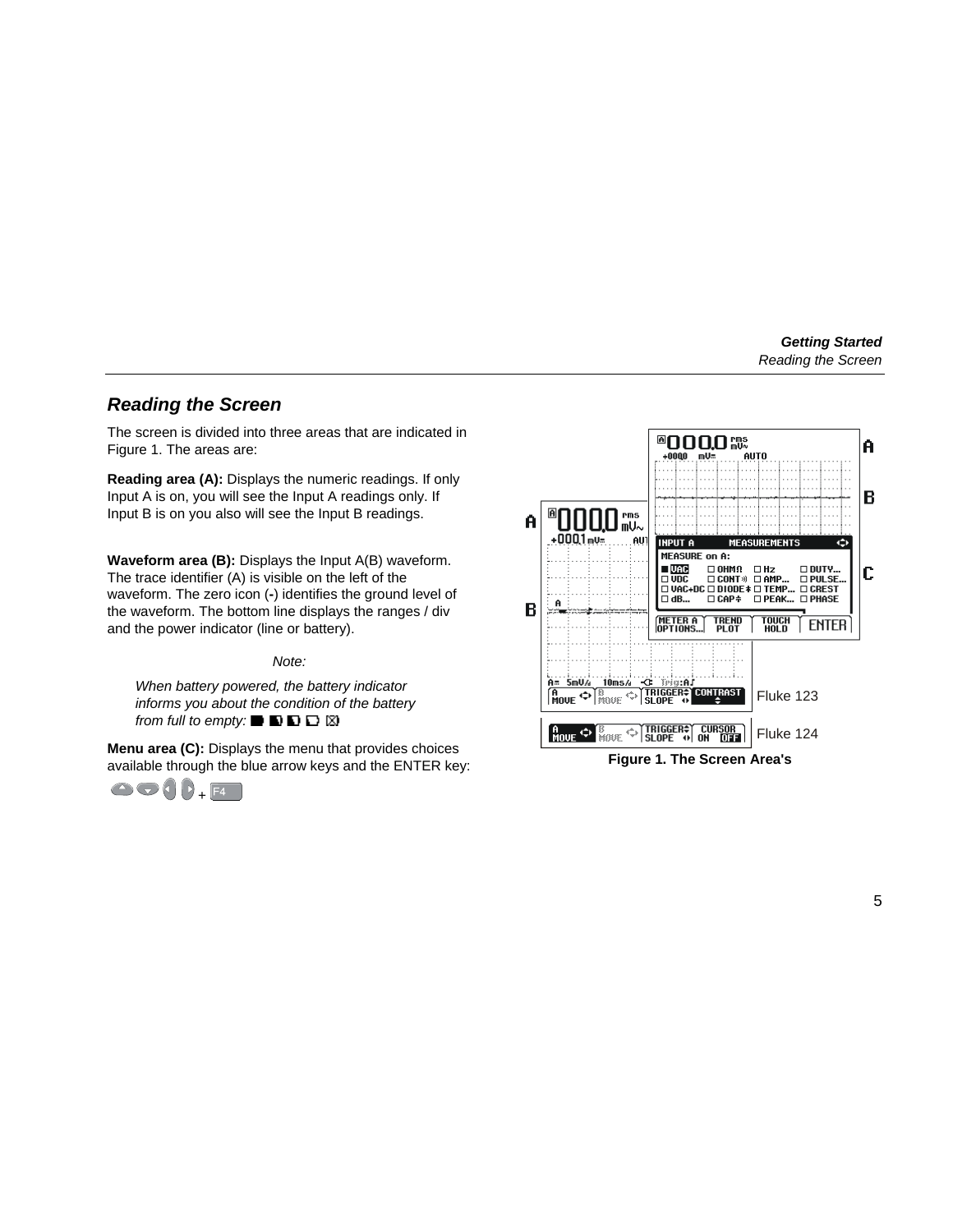## Reading the Screen

The screen is divided into three areas that are indicated in Figure 1. The areas are:

**Reading area (A):** Displays the numeric readings. If only Input A is on, you will see the Input A readings only. If Input B is on you also will see the Input B readings.

**Waveform area (B):** Displays the Input A(B) waveform. The trace identifier (A) is visible on the left of the waveform. The zero icon (-) identifies the ground level of the waveform. The bottom line displays the ranges / div and the power indicator (line or battery).

*Note:*

*When battery powered, the battery indicator informs you about the condition of the battery from full to empty:*

**Menu area (C):** Displays the menu that provides choices available through the blue arrow keys and the ENTER key:

+ F4

Fluke 123

Fluke 124

**Figure 1. The Screen Area's**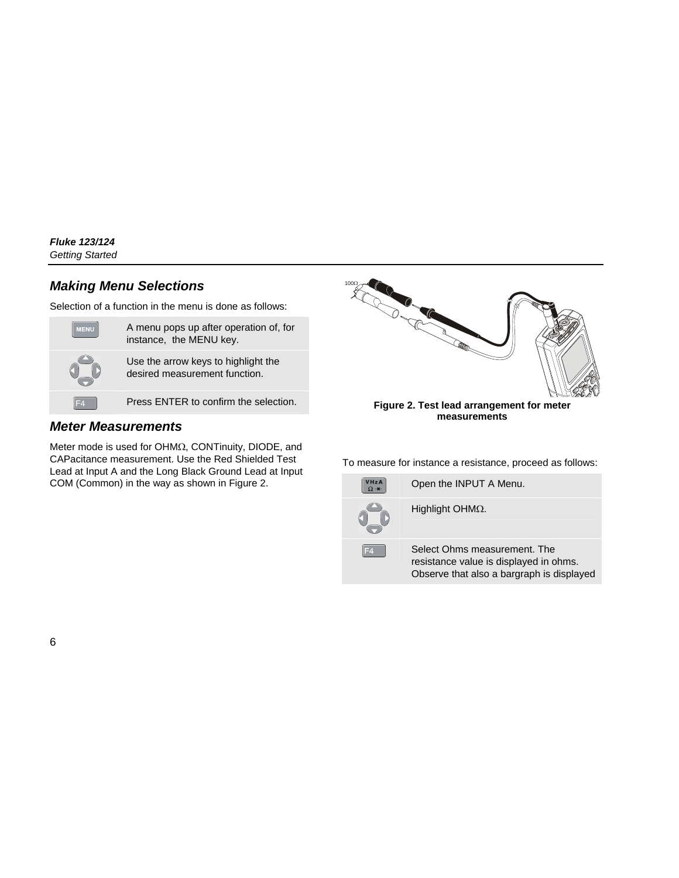## Making Menu Selections

Selection of a function in the menu is done as follows:

| | |
|---|---|
| MENU | A menu pops up after operation of, for instance, the MENU key. |
| | Use the arrow keys to highlight the desired measurement function. |
| F4 | Press ENTER to confirm the selection. |

## Meter Measurements

Meter mode is used for OHMΩ, CONTinuity, DIODE, and CAPacitance measurement. Use the Red Shielded Test Lead at Input A and the Long Black Ground Lead at Input COM (Common) in the way as shown in Figure 2.

**Figure 2. Test lead arrangement for meter measurements**

To measure for instance a resistance, proceed as follows:

| | |
|---|---|
| VHzA Ω | Open the INPUT A Menu. |
| | Highlight OHMΩ. |
| F4 | Select Ohms measurement. The resistance value is displayed in ohms. Observe that also a bargraph is displayed |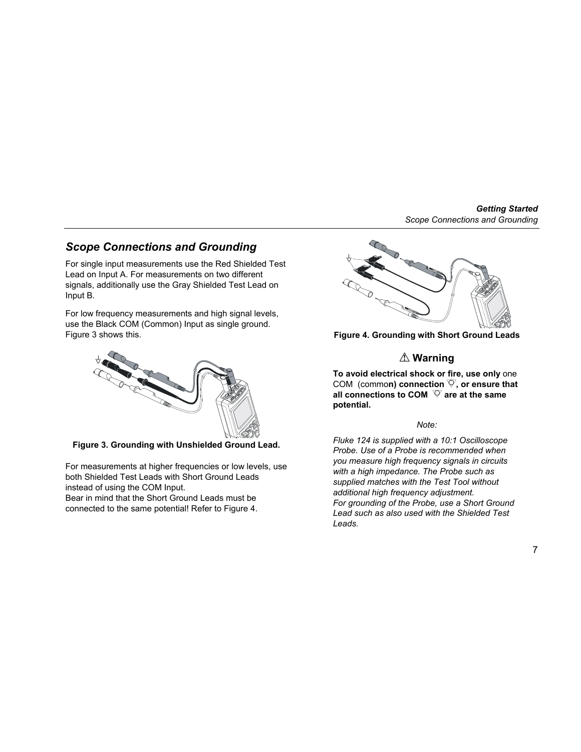## *Scope Connections and Grounding*

For single input measurements use the Red Shielded Test Lead on Input A. For measurements on two different signals, additionally use the Gray Shielded Test Lead on Input B.

For low frequency measurements and high signal levels, use the Black COM (Common) Input as single ground. Figure 3 shows this.

**Figure 3. Grounding with Unshielded Ground Lead.**

For measurements at higher frequencies or low levels, use both Shielded Test Leads with Short Ground Leads instead of using the COM Input.
Bear in mind that the Short Ground Leads must be connected to the same potential! Refer to Figure 4.

**Figure 4. Grounding with Short Ground Leads**

### ⚠ Warning

**To avoid electrical shock or fire, use only** one COM (commo**n) connection ⏚, or ensure that all connections to COM ⏚ are at the same potential.**

*Note:*

*Fluke 124 is supplied with a 10:1 Oscilloscope Probe. Use of a Probe is recommended when you measure high frequency signals in circuits with a high impedance. The Probe such as supplied matches with the Test Tool without additional high frequency adjustment.*
*For grounding of the Probe, use a Short Ground Lead such as also used with the Shielded Test Leads.*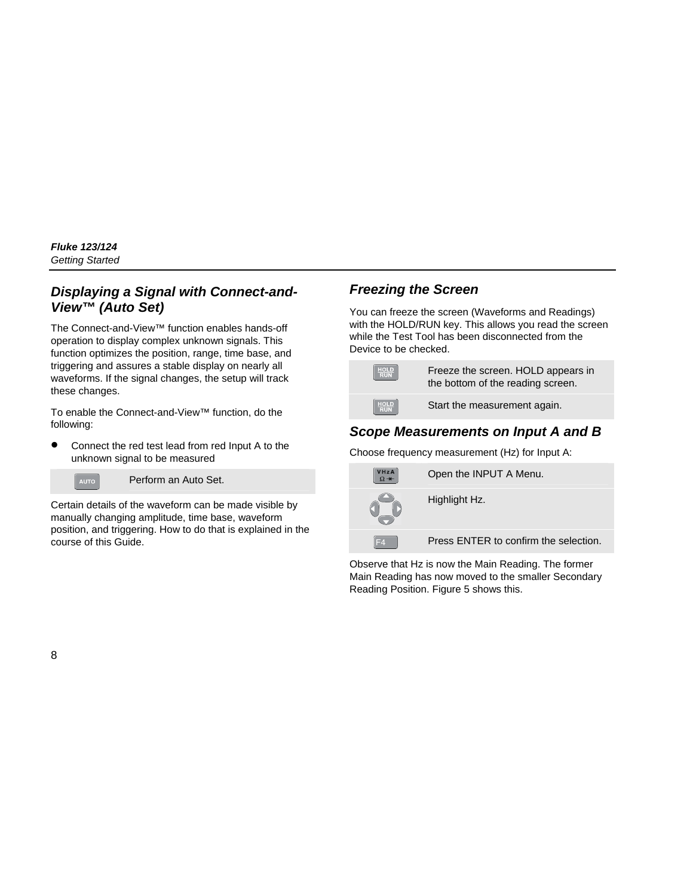## Displaying a Signal with Connect-and-View™ (Auto Set)

The Connect-and-View™ function enables hands-off operation to display complex unknown signals. This function optimizes the position, range, time base, and triggering and assures a stable display on nearly all waveforms. If the signal changes, the setup will track these changes.

To enable the Connect-and-View™ function, do the following:

- Connect the red test lead from red Input A to the unknown signal to be measured

| | |
|---|---|
| AUTO | Perform an Auto Set. |

Certain details of the waveform can be made visible by manually changing amplitude, time base, waveform position, and triggering. How to do that is explained in the course of this Guide.

## Freezing the Screen

You can freeze the screen (Waveforms and Readings) with the HOLD/RUN key. This allows you read the screen while the Test Tool has been disconnected from the Device to be checked.

| | |
|---|---|
| HOLD RUN | Freeze the screen. HOLD appears in the bottom of the reading screen. |
| HOLD RUN | Start the measurement again. |

## Scope Measurements on Input A and B

Choose frequency measurement (Hz) for Input A:

| | |
|---|---|
| VHzA Ω | Open the INPUT A Menu. |
| (arrow keys) | Highlight Hz. |
| F4 | Press ENTER to confirm the selection. |

Observe that Hz is now the Main Reading. The former Main Reading has now moved to the smaller Secondary Reading Position. Figure 5 shows this.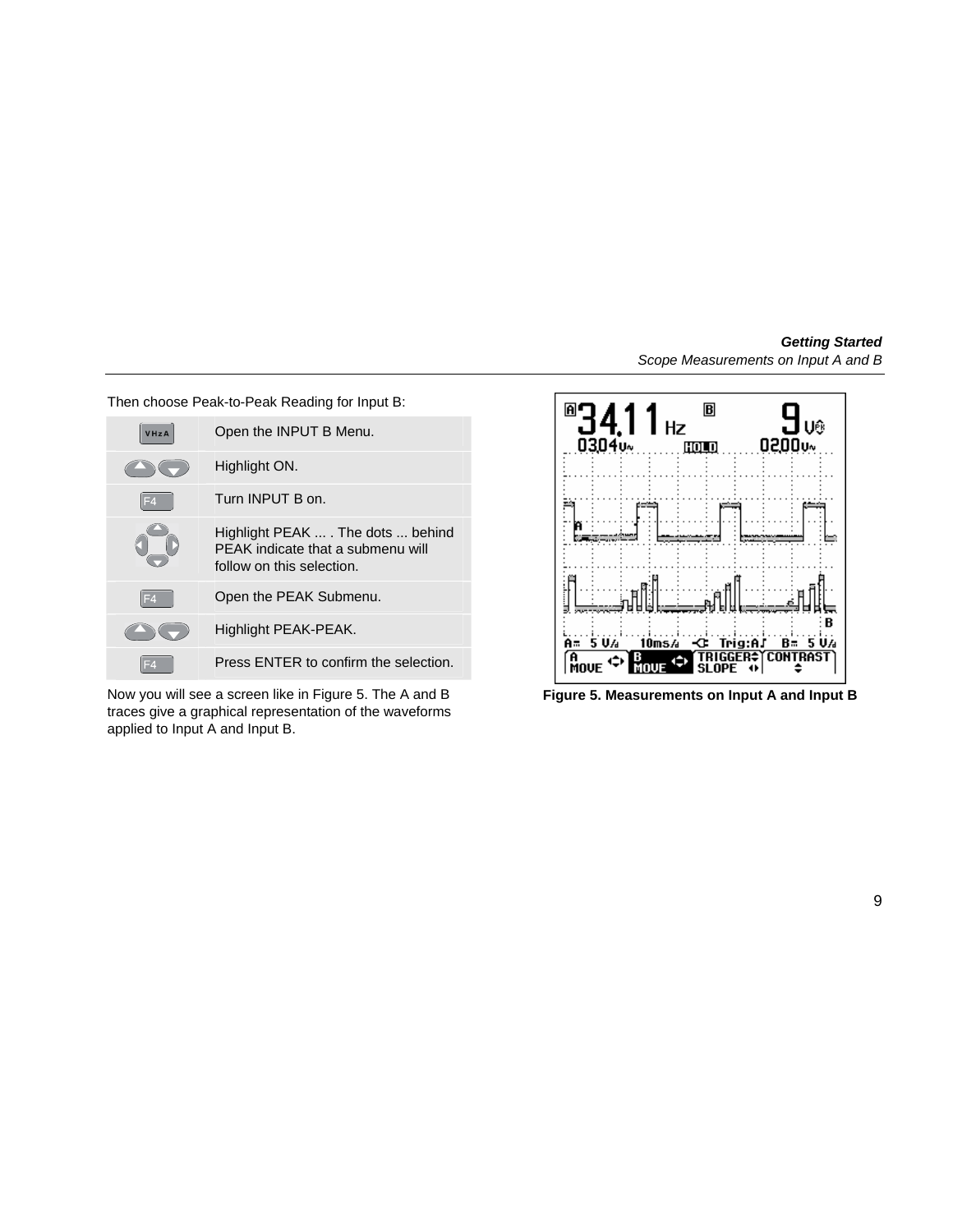Then choose Peak-to-Peak Reading for Input B:

| | |
|---|---|
| VHzA | Open the INPUT B Menu. |
| ▲ ▼ | Highlight ON. |
| F4 | Turn INPUT B on. |
| ◄ ▲ ▼ ► | Highlight PEAK ... . The dots ... behind PEAK indicate that a submenu will follow on this selection. |
| F4 | Open the PEAK Submenu. |
| ▲ ▼ | Highlight PEAK-PEAK. |
| F4 | Press ENTER to confirm the selection. |

Now you will see a screen like in Figure 5. The A and B traces give a graphical representation of the waveforms applied to Input A and Input B.

**Figure 5. Measurements on Input A and Input B**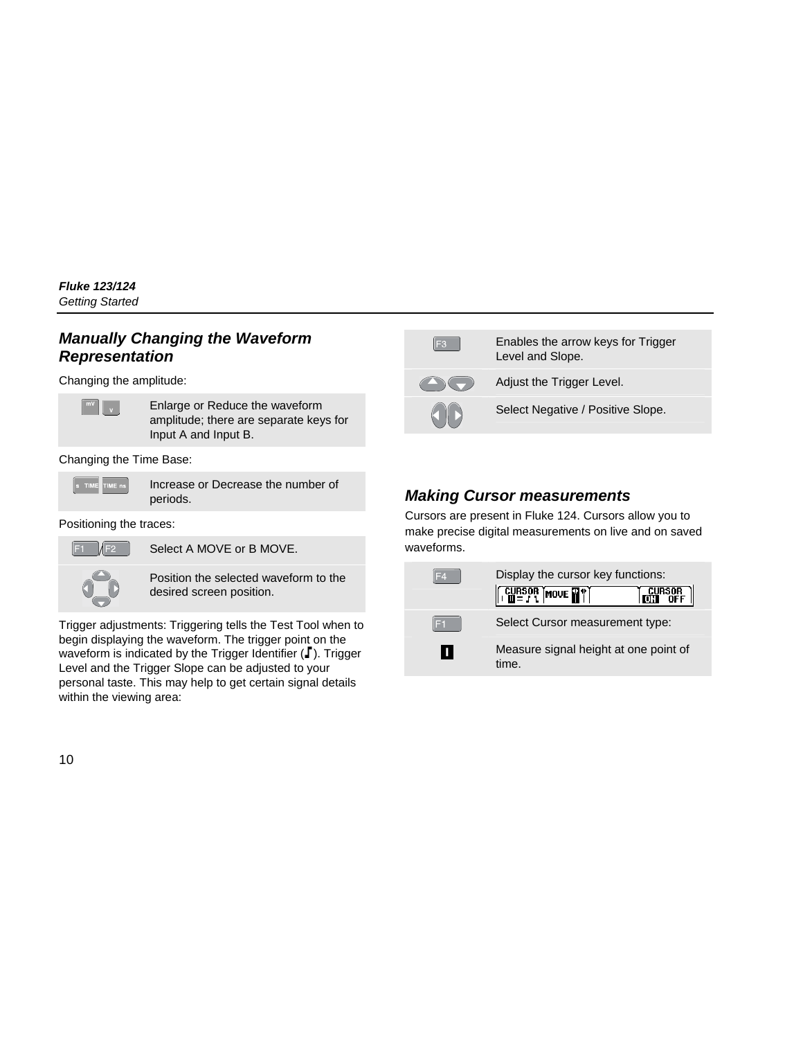## Manually Changing the Waveform Representation

Changing the amplitude:

| | |
|---|---|
| mV / V | Enlarge or Reduce the waveform amplitude; there are separate keys for Input A and Input B. |

Changing the Time Base:

| | |
|---|---|
| s TIME / TIME ns | Increase or Decrease the number of periods. |

Positioning the traces:

| | |
|---|---|
| F1 / F2 | Select A MOVE or B MOVE. |
| Arrow keys | Position the selected waveform to the desired screen position. |

Trigger adjustments: Triggering tells the Test Tool when to begin displaying the waveform. The trigger point on the waveform is indicated by the Trigger Identifier (⌠). Trigger Level and the Trigger Slope can be adjusted to your personal taste. This may help to get certain signal details within the viewing area:

| | |
|---|---|
| F3 | Enables the arrow keys for Trigger Level and Slope. |
| Up / Down arrows | Adjust the Trigger Level. |
| Left / Right arrows | Select Negative / Positive Slope. |

## Making Cursor measurements

Cursors are present in Fluke 124. Cursors allow you to make precise digital measurements on live and on saved waveforms.

| | |
|---|---|
| F4 | Display the cursor key functions: CURSOR, MOVE, CURSOR ON OFF |
| F1 | Select Cursor measurement type: |
| I | Measure signal height at one point of time. |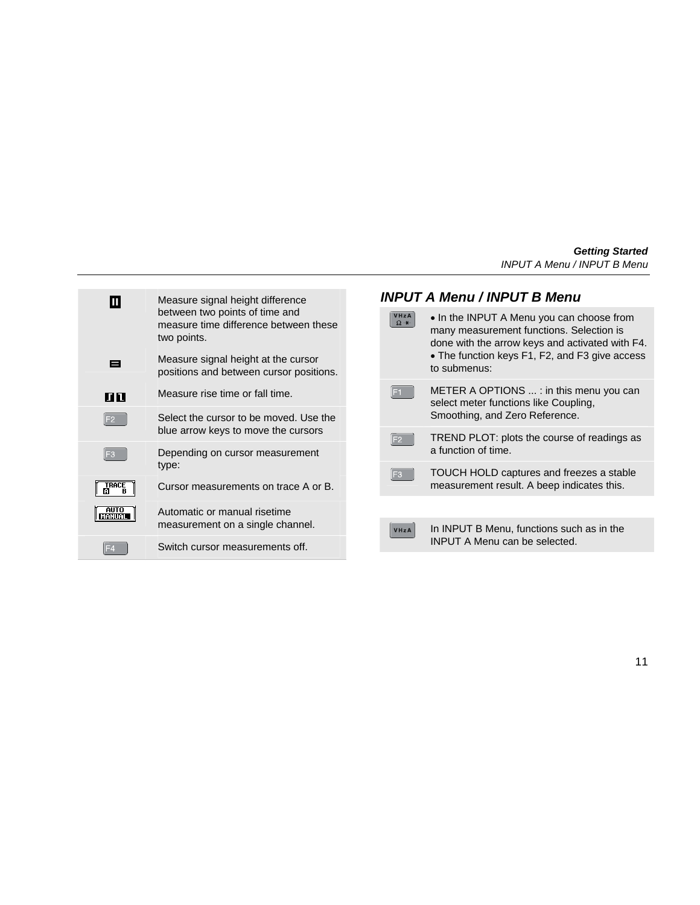| | |
|---|---|
| ⏸ | Measure signal height difference between two points of time and measure time difference between these two points. |
| ⊟ | Measure signal height at the cursor positions and between cursor positions. |
| ⌐ ⌙ | Measure rise time or fall time. |
| F2 | Select the cursor to be moved. Use the blue arrow keys to move the cursors |
| F3 | Depending on cursor measurement type: |
| TRACE A B | Cursor measurements on trace A or B. |
| AUTO MANUAL | Automatic or manual risetime measurement on a single channel. |
| F4 | Switch cursor measurements off. |

## INPUT A Menu / INPUT B Menu

| | |
|---|---|
| VHzA Ω | • In the INPUT A Menu you can choose from many measurement functions. Selection is done with the arrow keys and activated with F4. • The function keys F1, F2, and F3 give access to submenus: |
| F1 | METER A OPTIONS ... : in this menu you can select meter functions like Coupling, Smoothing, and Zero Reference. |
| F2 | TREND PLOT: plots the course of readings as a function of time. |
| F3 | TOUCH HOLD captures and freezes a stable measurement result. A beep indicates this. |

| | |
|---|---|
| VHzA | In INPUT B Menu, functions such as in the INPUT A Menu can be selected. |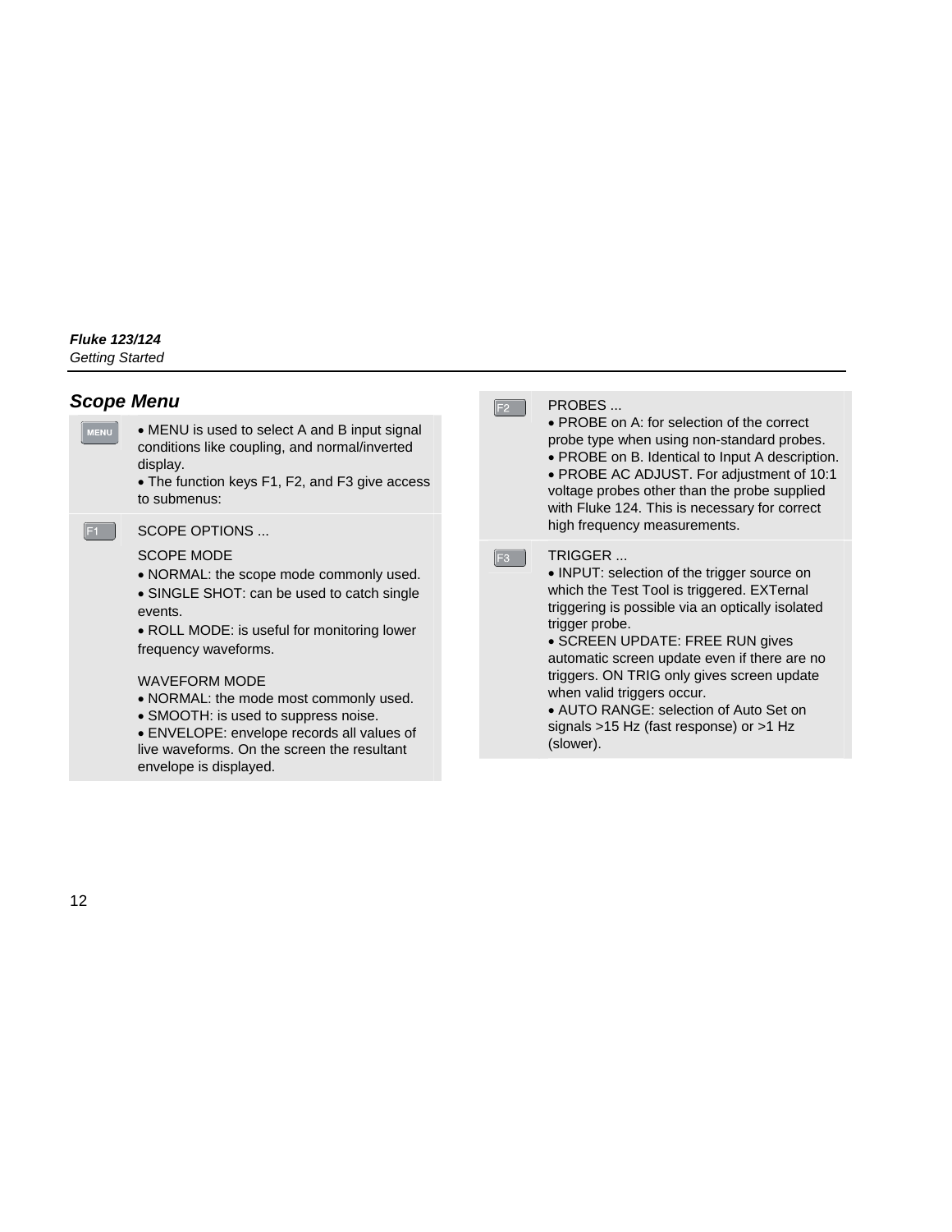## Scope Menu

| Key | Description |
| --- | --- |
| MENU | • MENU is used to select A and B input signal conditions like coupling, and normal/inverted display.<br>• The function keys F1, F2, and F3 give access to submenus: |
| F1 | SCOPE OPTIONS ...<br><br>SCOPE MODE<br>• NORMAL: the scope mode commonly used.<br>• SINGLE SHOT: can be used to catch single events.<br>• ROLL MODE: is useful for monitoring lower frequency waveforms.<br><br>WAVEFORM MODE<br>• NORMAL: the mode most commonly used.<br>• SMOOTH: is used to suppress noise.<br>• ENVELOPE: envelope records all values of live waveforms. On the screen the resultant envelope is displayed. |
| F2 | PROBES ...<br>• PROBE on A: for selection of the correct probe type when using non-standard probes.<br>• PROBE on B. Identical to Input A description.<br>• PROBE AC ADJUST. For adjustment of 10:1 voltage probes other than the probe supplied with Fluke 124. This is necessary for correct high frequency measurements. |
| F3 | TRIGGER ...<br>• INPUT: selection of the trigger source on which the Test Tool is triggered. EXTernal triggering is possible via an optically isolated trigger probe.<br>• SCREEN UPDATE: FREE RUN gives automatic screen update even if there are no triggers. ON TRIG only gives screen update when valid triggers occur.<br>• AUTO RANGE: selection of Auto Set on signals >15 Hz (fast response) or >1 Hz (slower). |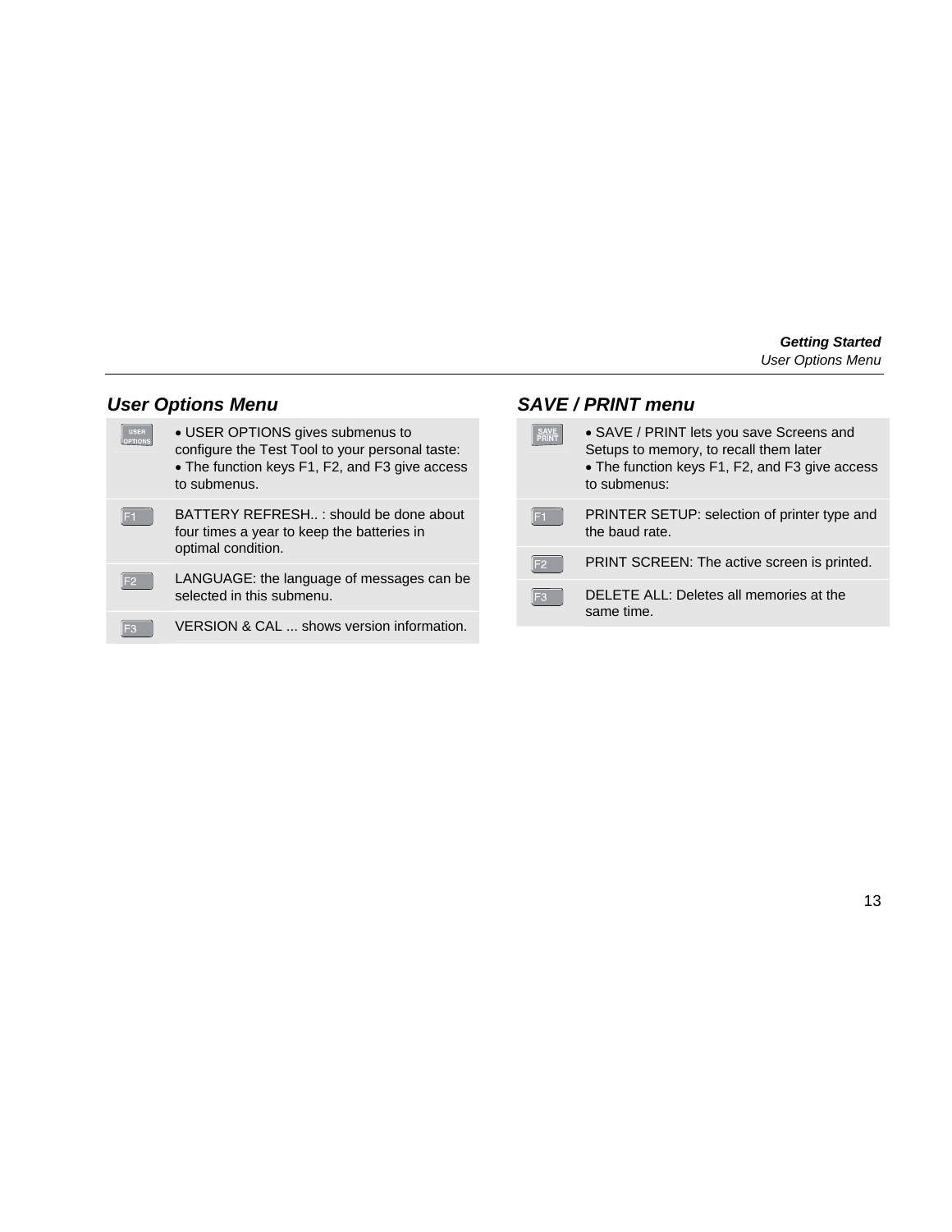## User Options Menu

| | |
|---|---|
| USER OPTIONS | • USER OPTIONS gives submenus to configure the Test Tool to your personal taste: • The function keys F1, F2, and F3 give access to submenus. |
| F1 | BATTERY REFRESH.. : should be done about four times a year to keep the batteries in optimal condition. |
| F2 | LANGUAGE: the language of messages can be selected in this submenu. |
| F3 | VERSION & CAL ... shows version information. |

## SAVE / PRINT menu

| | |
|---|---|
| SAVE PRINT | • SAVE / PRINT lets you save Screens and Setups to memory, to recall them later • The function keys F1, F2, and F3 give access to submenus: |
| F1 | PRINTER SETUP: selection of printer type and the baud rate. |
| F2 | PRINT SCREEN: The active screen is printed. |
| F3 | DELETE ALL: Deletes all memories at the same time. |